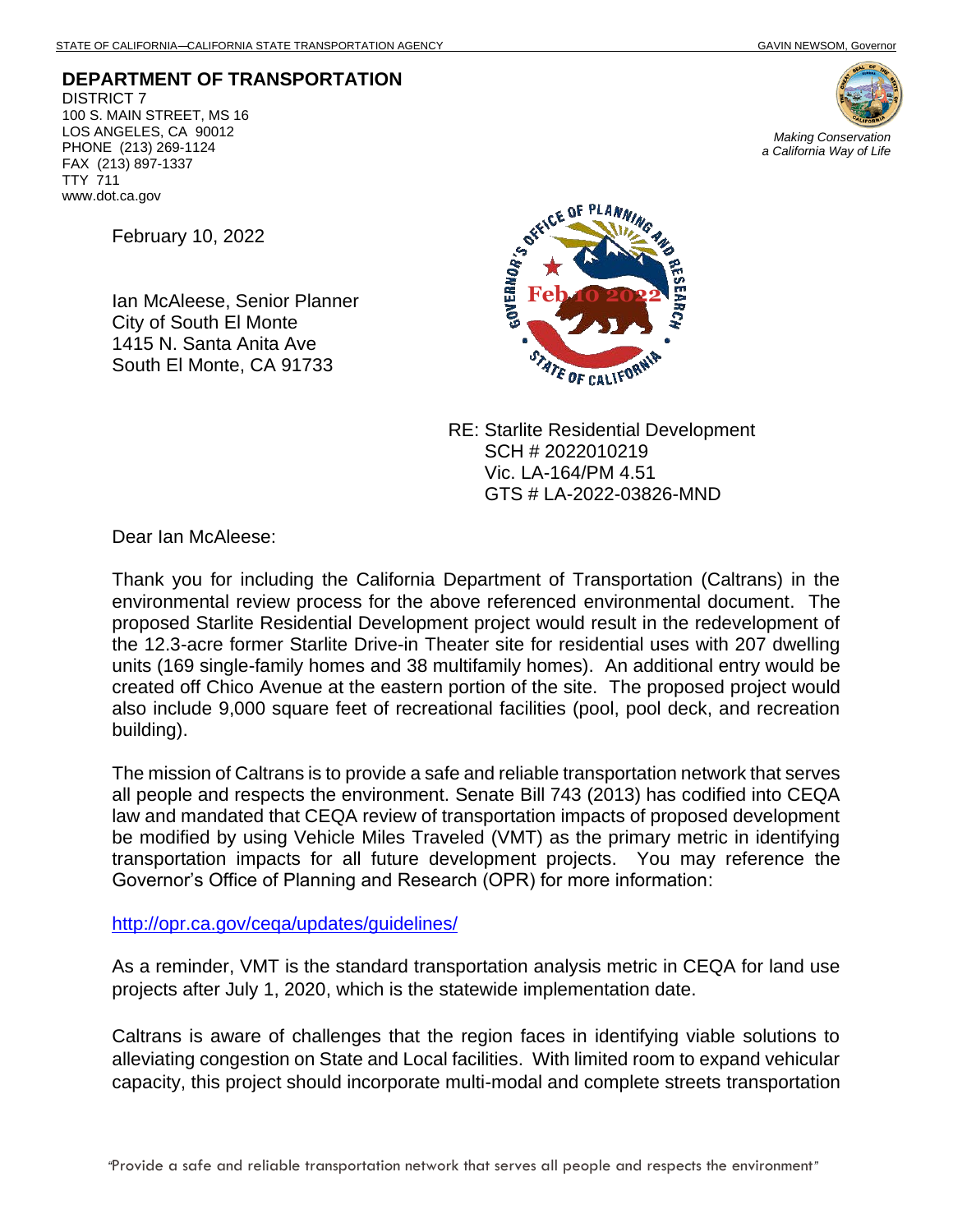STATE OF CALIFORNIA—CALIFORNIA STATE TRANSPORTATION AGENCY GAVIN NEWSOM, Governor

**DEPARTMENT OF TRANSPORTATION**
DISTRICT 7
100 S. MAIN STREET, MS 16
LOS ANGELES, CA 90012
PHONE (213) 269-1124
FAX (213) 897-1337
TTY 711
www.dot.ca.gov

*Making Conservation a California Way of Life*

February 10, 2022

Ian McAleese, Senior Planner
City of South El Monte
1415 N. Santa Anita Ave
South El Monte, CA 91733

RE: Starlite Residential Development
SCH # 2022010219
Vic. LA-164/PM 4.51
GTS # LA-2022-03826-MND

Dear Ian McAleese:

Thank you for including the California Department of Transportation (Caltrans) in the environmental review process for the above referenced environmental document. The proposed Starlite Residential Development project would result in the redevelopment of the 12.3-acre former Starlite Drive-in Theater site for residential uses with 207 dwelling units (169 single-family homes and 38 multifamily homes). An additional entry would be created off Chico Avenue at the eastern portion of the site. The proposed project would also include 9,000 square feet of recreational facilities (pool, pool deck, and recreation building).

The mission of Caltrans is to provide a safe and reliable transportation network that serves all people and respects the environment. Senate Bill 743 (2013) has codified into CEQA law and mandated that CEQA review of transportation impacts of proposed development be modified by using Vehicle Miles Traveled (VMT) as the primary metric in identifying transportation impacts for all future development projects. You may reference the Governor's Office of Planning and Research (OPR) for more information:

http://opr.ca.gov/ceqa/updates/guidelines/

As a reminder, VMT is the standard transportation analysis metric in CEQA for land use projects after July 1, 2020, which is the statewide implementation date.

Caltrans is aware of challenges that the region faces in identifying viable solutions to alleviating congestion on State and Local facilities. With limited room to expand vehicular capacity, this project should incorporate multi-modal and complete streets transportation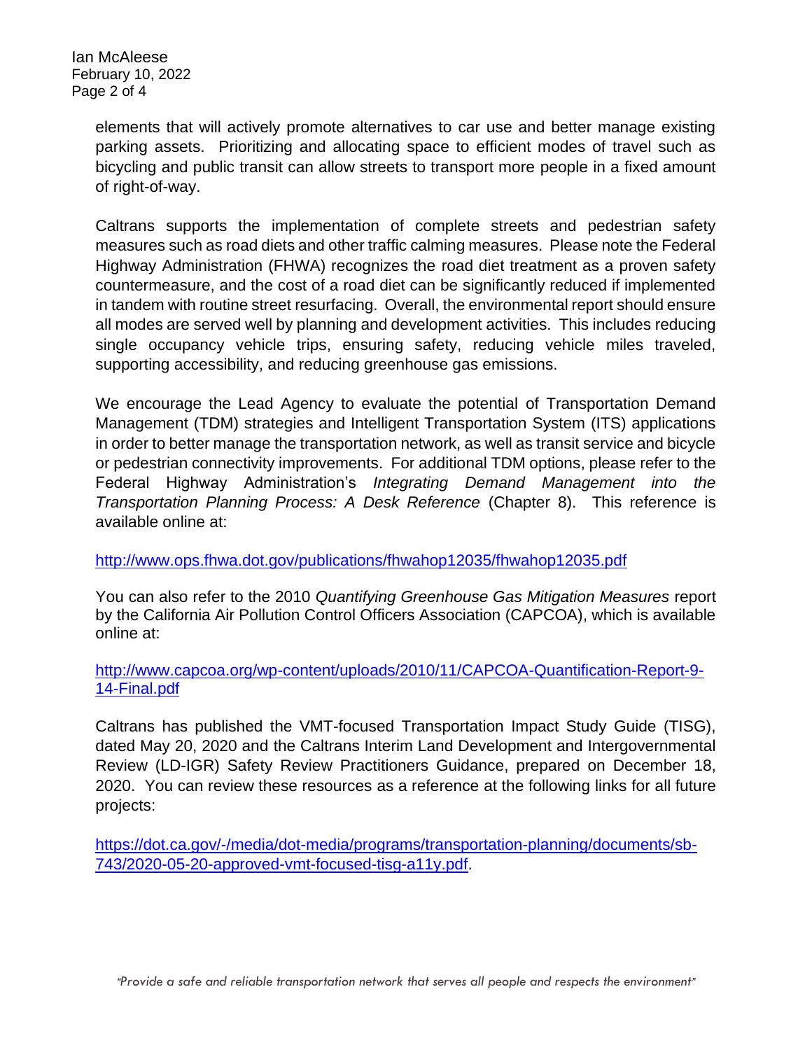elements that will actively promote alternatives to car use and better manage existing parking assets. Prioritizing and allocating space to efficient modes of travel such as bicycling and public transit can allow streets to transport more people in a fixed amount of right-of-way.

Caltrans supports the implementation of complete streets and pedestrian safety measures such as road diets and other traffic calming measures. Please note the Federal Highway Administration (FHWA) recognizes the road diet treatment as a proven safety countermeasure, and the cost of a road diet can be significantly reduced if implemented in tandem with routine street resurfacing. Overall, the environmental report should ensure all modes are served well by planning and development activities. This includes reducing single occupancy vehicle trips, ensuring safety, reducing vehicle miles traveled, supporting accessibility, and reducing greenhouse gas emissions.

We encourage the Lead Agency to evaluate the potential of Transportation Demand Management (TDM) strategies and Intelligent Transportation System (ITS) applications in order to better manage the transportation network, as well as transit service and bicycle or pedestrian connectivity improvements. For additional TDM options, please refer to the Federal Highway Administration's *Integrating Demand Management into the Transportation Planning Process: A Desk Reference* (Chapter 8). This reference is available online at:

http://www.ops.fhwa.dot.gov/publications/fhwahop12035/fhwahop12035.pdf

You can also refer to the 2010 *Quantifying Greenhouse Gas Mitigation Measures* report by the California Air Pollution Control Officers Association (CAPCOA), which is available online at:

http://www.capcoa.org/wp-content/uploads/2010/11/CAPCOA-Quantification-Report-9-14-Final.pdf

Caltrans has published the VMT-focused Transportation Impact Study Guide (TISG), dated May 20, 2020 and the Caltrans Interim Land Development and Intergovernmental Review (LD-IGR) Safety Review Practitioners Guidance, prepared on December 18, 2020. You can review these resources as a reference at the following links for all future projects:

https://dot.ca.gov/-/media/dot-media/programs/transportation-planning/documents/sb-743/2020-05-20-approved-vmt-focused-tisg-a11y.pdf.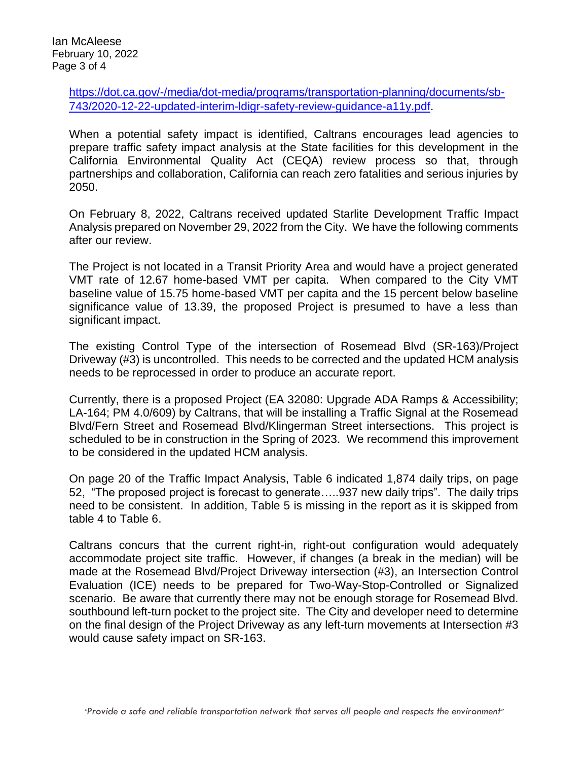https://dot.ca.gov/-/media/dot-media/programs/transportation-planning/documents/sb-743/2020-12-22-updated-interim-ldigr-safety-review-guidance-a11y.pdf.

When a potential safety impact is identified, Caltrans encourages lead agencies to prepare traffic safety impact analysis at the State facilities for this development in the California Environmental Quality Act (CEQA) review process so that, through partnerships and collaboration, California can reach zero fatalities and serious injuries by 2050.

On February 8, 2022, Caltrans received updated Starlite Development Traffic Impact Analysis prepared on November 29, 2022 from the City. We have the following comments after our review.

The Project is not located in a Transit Priority Area and would have a project generated VMT rate of 12.67 home-based VMT per capita. When compared to the City VMT baseline value of 15.75 home-based VMT per capita and the 15 percent below baseline significance value of 13.39, the proposed Project is presumed to have a less than significant impact.

The existing Control Type of the intersection of Rosemead Blvd (SR-163)/Project Driveway (#3) is uncontrolled. This needs to be corrected and the updated HCM analysis needs to be reprocessed in order to produce an accurate report.

Currently, there is a proposed Project (EA 32080: Upgrade ADA Ramps & Accessibility; LA-164; PM 4.0/609) by Caltrans, that will be installing a Traffic Signal at the Rosemead Blvd/Fern Street and Rosemead Blvd/Klingerman Street intersections. This project is scheduled to be in construction in the Spring of 2023. We recommend this improvement to be considered in the updated HCM analysis.

On page 20 of the Traffic Impact Analysis, Table 6 indicated 1,874 daily trips, on page 52, "The proposed project is forecast to generate…..937 new daily trips". The daily trips need to be consistent. In addition, Table 5 is missing in the report as it is skipped from table 4 to Table 6.

Caltrans concurs that the current right-in, right-out configuration would adequately accommodate project site traffic. However, if changes (a break in the median) will be made at the Rosemead Blvd/Project Driveway intersection (#3), an Intersection Control Evaluation (ICE) needs to be prepared for Two-Way-Stop-Controlled or Signalized scenario. Be aware that currently there may not be enough storage for Rosemead Blvd. southbound left-turn pocket to the project site. The City and developer need to determine on the final design of the Project Driveway as any left-turn movements at Intersection #3 would cause safety impact on SR-163.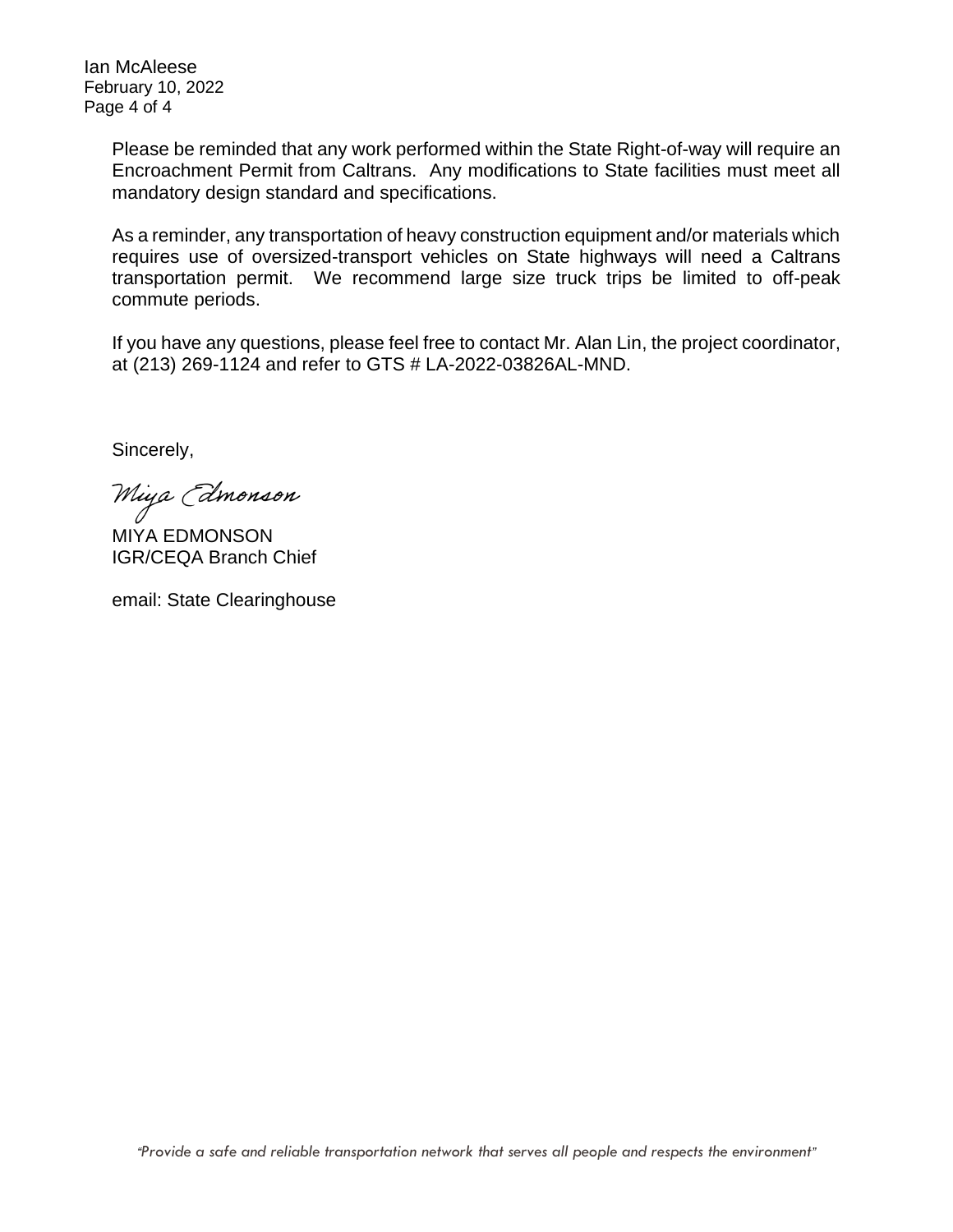Please be reminded that any work performed within the State Right-of-way will require an Encroachment Permit from Caltrans. Any modifications to State facilities must meet all mandatory design standard and specifications.

As a reminder, any transportation of heavy construction equipment and/or materials which requires use of oversized-transport vehicles on State highways will need a Caltrans transportation permit. We recommend large size truck trips be limited to off-peak commute periods.

If you have any questions, please feel free to contact Mr. Alan Lin, the project coordinator, at (213) 269-1124 and refer to GTS # LA-2022-03826AL-MND.

Sincerely,

*Miya Edmonson*

MIYA EDMONSON
IGR/CEQA Branch Chief

email: State Clearinghouse

*"Provide a safe and reliable transportation network that serves all people and respects the environment"*